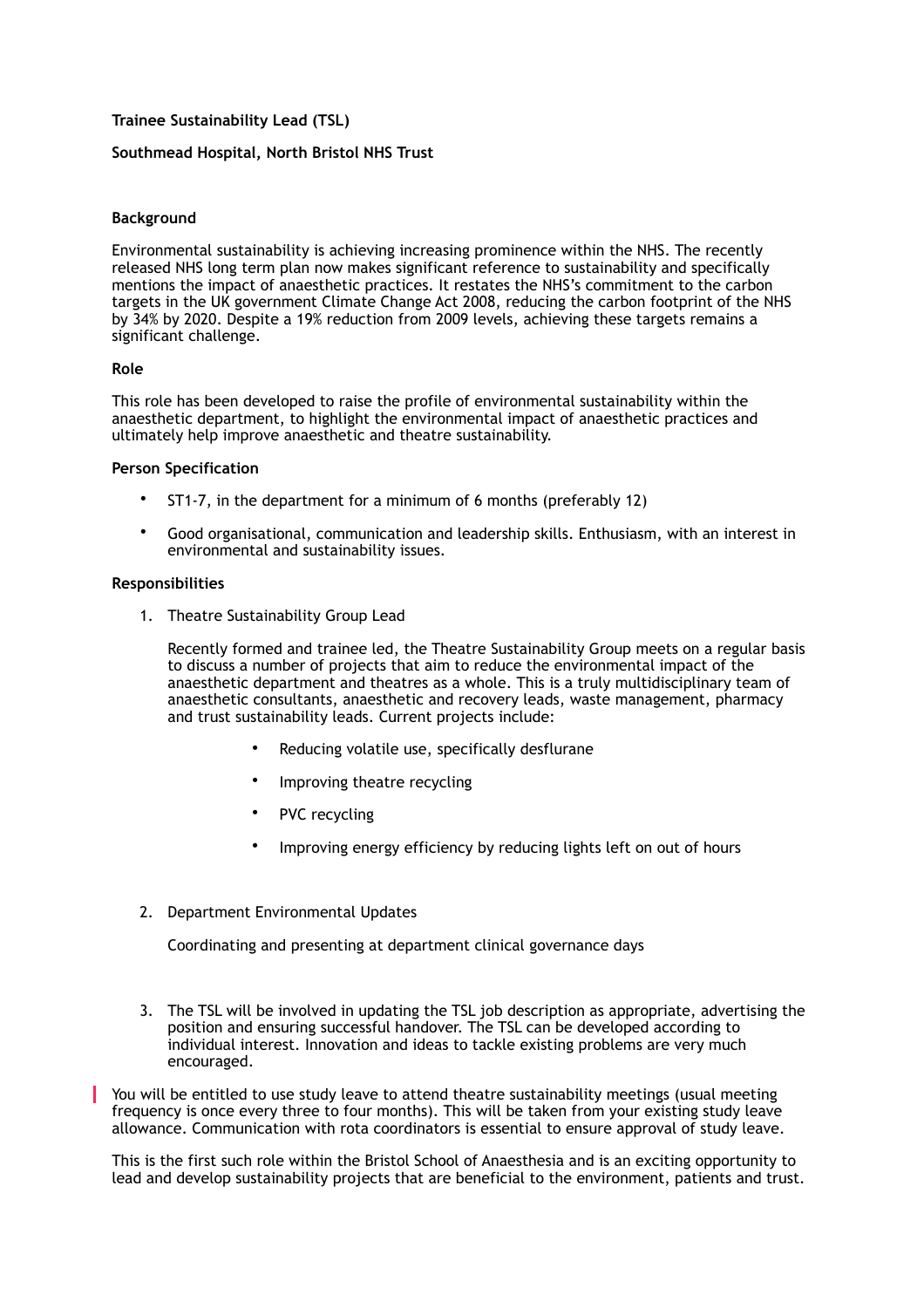**Trainee Sustainability Lead (TSL)**

**Southmead Hospital, North Bristol NHS Trust**

**Background**

Environmental sustainability is achieving increasing prominence within the NHS. The recently released NHS long term plan now makes significant reference to sustainability and specifically mentions the impact of anaesthetic practices. It restates the NHS's commitment to the carbon targets in the UK government Climate Change Act 2008, reducing the carbon footprint of the NHS by 34% by 2020. Despite a 19% reduction from 2009 levels, achieving these targets remains a significant challenge.

**Role**

This role has been developed to raise the profile of environmental sustainability within the anaesthetic department, to highlight the environmental impact of anaesthetic practices and ultimately help improve anaesthetic and theatre sustainability.

**Person Specification**

- ST1-7, in the department for a minimum of 6 months (preferably 12)
- Good organisational, communication and leadership skills. Enthusiasm, with an interest in environmental and sustainability issues.

**Responsibilities**

1. Theatre Sustainability Group Lead

   Recently formed and trainee led, the Theatre Sustainability Group meets on a regular basis to discuss a number of projects that aim to reduce the environmental impact of the anaesthetic department and theatres as a whole. This is a truly multidisciplinary team of anaesthetic consultants, anaesthetic and recovery leads, waste management, pharmacy and trust sustainability leads. Current projects include:

   - Reducing volatile use, specifically desflurane
   - Improving theatre recycling
   - PVC recycling
   - Improving energy efficiency by reducing lights left on out of hours

2. Department Environmental Updates

   Coordinating and presenting at department clinical governance days

3. The TSL will be involved in updating the TSL job description as appropriate, advertising the position and ensuring successful handover. The TSL can be developed according to individual interest. Innovation and ideas to tackle existing problems are very much encouraged.

You will be entitled to use study leave to attend theatre sustainability meetings (usual meeting frequency is once every three to four months). This will be taken from your existing study leave allowance. Communication with rota coordinators is essential to ensure approval of study leave.

This is the first such role within the Bristol School of Anaesthesia and is an exciting opportunity to lead and develop sustainability projects that are beneficial to the environment, patients and trust.